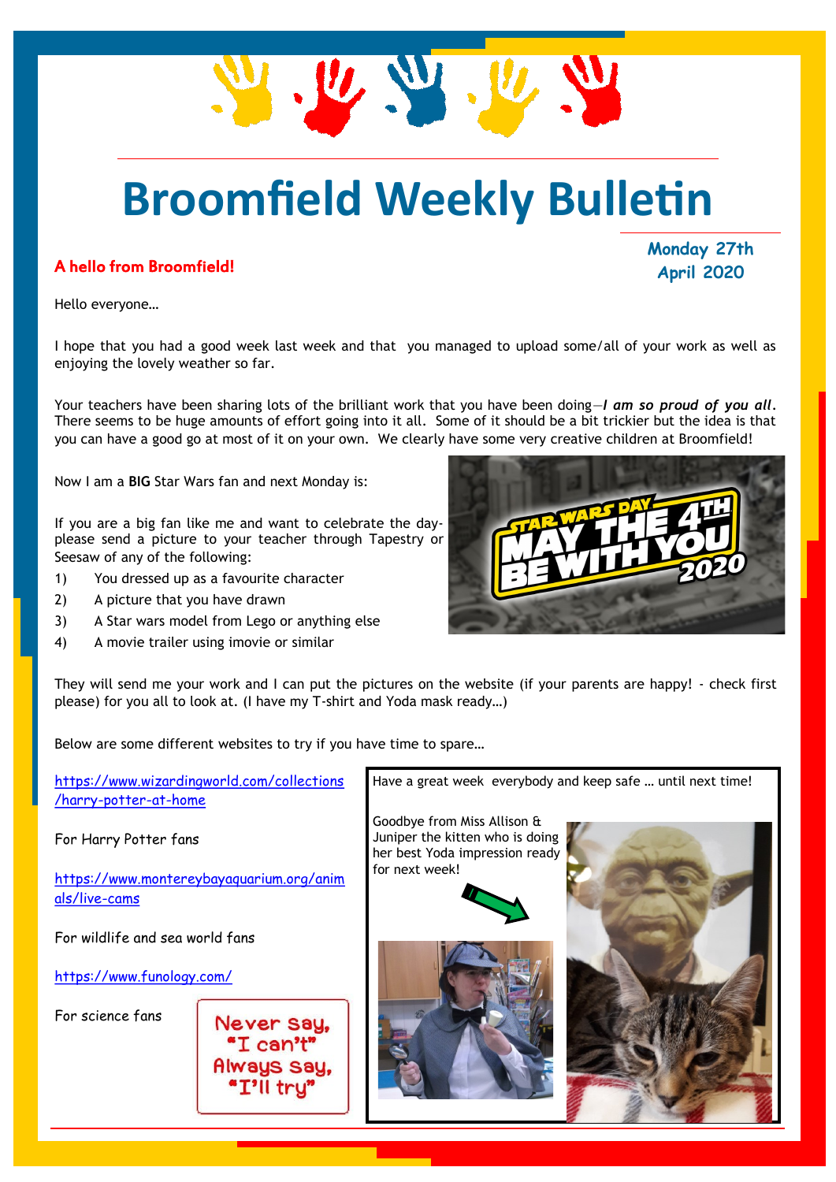# Broomfield Weekly Bulletin

**Monday 27th April 2020**

## A hello from Broomfield!

Hello everyone…

I hope that you had a good week last week and that you managed to upload some/all of your work as well as enjoying the lovely weather so far.

Your teachers have been sharing lots of the brilliant work that you have been doing—***I am so proud of you all.*** There seems to be huge amounts of effort going into it all. Some of it should be a bit trickier but the idea is that you can have a good go at most of it on your own. We clearly have some very creative children at Broomfield!

Now I am a **BIG** Star Wars fan and next Monday is:

STAR WARS DAY
MAY THE 4TH BE WITH YOU
2020

If you are a big fan like me and want to celebrate the day-please send a picture to your teacher through Tapestry or Seesaw of any of the following:

1) You dressed up as a favourite character
2) A picture that you have drawn
3) A Star wars model from Lego or anything else
4) A movie trailer using imovie or similar

They will send me your work and I can put the pictures on the website (if your parents are happy! - check first please) for you all to look at. (I have my T-shirt and Yoda mask ready…)

Below are some different websites to try if you have time to spare…

https://www.wizardingworld.com/collections/harry-potter-at-home

For Harry Potter fans

https://www.montereybayaquarium.org/animals/live-cams

For wildlife and sea world fans

https://www.funology.com/

For science fans

Never say, "I can't"
Always say, "I'll try"

Have a great week everybody and keep safe … until next time!

Goodbye from Miss Allison & Juniper the kitten who is doing her best Yoda impression ready for next week!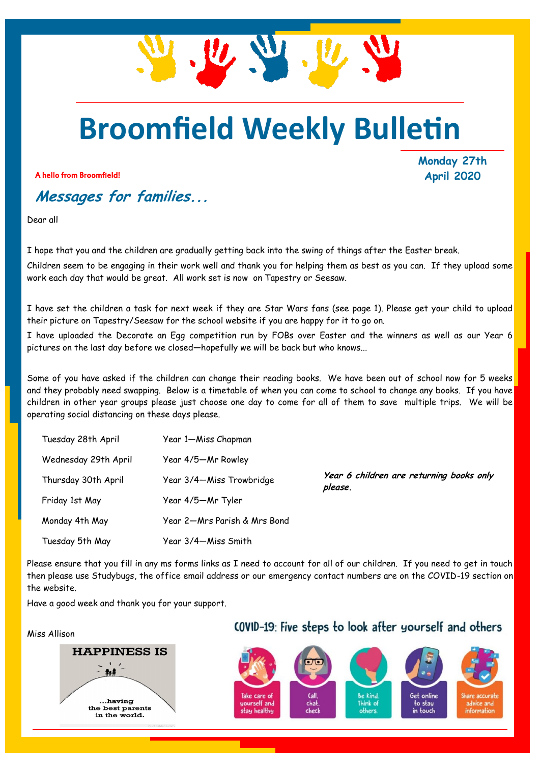# Broomfield Weekly Bulletin

Monday 27th April 2020

**A hello from Broomfield!**

## *Messages for families...*

Dear all

I hope that you and the children are gradually getting back into the swing of things after the Easter break.

Children seem to be engaging in their work well and thank you for helping them as best as you can. If they upload some work each day that would be great. All work set is now on Tapestry or Seesaw.

I have set the children a task for next week if they are Star Wars fans (see page 1). Please get your child to upload their picture on Tapestry/Seesaw for the school website if you are happy for it to go on.

I have uploaded the Decorate an Egg competition run by FOBs over Easter and the winners as well as our Year 6 pictures on the last day before we closed—hopefully we will be back but who knows...

Some of you have asked if the children can change their reading books. We have been out of school now for 5 weeks and they probably need swapping. Below is a timetable of when you can come to school to change any books. If you have children in other year groups please just choose one day to come for all of them to save multiple trips. We will be operating social distancing on these days please.

| | |
|---|---|
| Tuesday 28th April | Year 1—Miss Chapman |
| Wednesday 29th April | Year 4/5—Mr Rowley |
| Thursday 30th April | Year 3/4—Miss Trowbridge |
| Friday 1st May | Year 4/5—Mr Tyler |
| Monday 4th May | Year 2—Mrs Parish & Mrs Bond |
| Tuesday 5th May | Year 3/4—Miss Smith |

***Year 6 children are returning books only please.***

Please ensure that you fill in any ms forms links as I need to account for all of our children. If you need to get in touch then please use Studybugs, the office email address or our emergency contact numbers are on the COVID-19 section on the website.

Have a good week and thank you for your support.

Miss Allison

HAPPINESS IS

...having the best parents in the world.

COVID-19: Five steps to look after yourself and others

Take care of yourself and stay healthy

Call, chat, check

Be kind. Think of others.

Get online to stay in touch

Share accurate advice and information